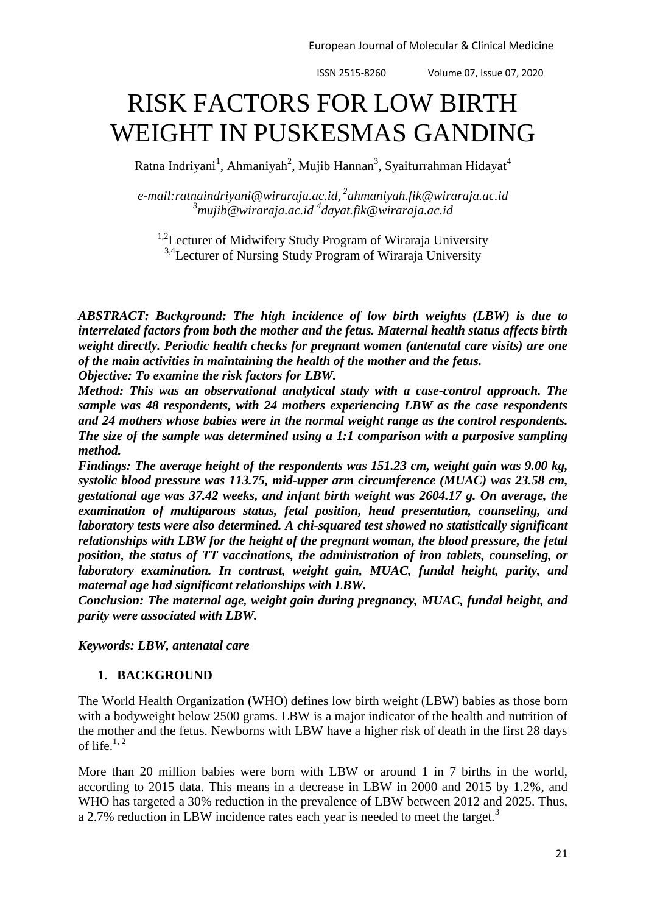# RISK FACTORS FOR LOW BIRTH WEIGHT IN PUSKESMAS GANDING

Ratna Indriyani[1], Ahmaniyah[2], Mujib Hannan[3], Syaifurrahman Hidayat[4]

*e-mail:ratnaindriyani@wiraraja.ac.id, [2]ahmaniyah.fik@wiraraja.ac.id [3]mujib@wiraraja.ac.id [4]dayat.fik@wiraraja.ac.id*

[1,2]Lecturer of Midwifery Study Program of Wiraraja University
[3,4]Lecturer of Nursing Study Program of Wiraraja University

***ABSTRACT: Background: The high incidence of low birth weights (LBW) is due to interrelated factors from both the mother and the fetus. Maternal health status affects birth weight directly. Periodic health checks for pregnant women (antenatal care visits) are one of the main activities in maintaining the health of the mother and the fetus.***

***Objective: To examine the risk factors for LBW.***

***Method: This was an observational analytical study with a case-control approach. The sample was 48 respondents, with 24 mothers experiencing LBW as the case respondents and 24 mothers whose babies were in the normal weight range as the control respondents. The size of the sample was determined using a 1:1 comparison with a purposive sampling method.***

***Findings: The average height of the respondents was 151.23 cm, weight gain was 9.00 kg, systolic blood pressure was 113.75, mid-upper arm circumference (MUAC) was 23.58 cm, gestational age was 37.42 weeks, and infant birth weight was 2604.17 g. On average, the examination of multiparous status, fetal position, head presentation, counseling, and laboratory tests were also determined. A chi-squared test showed no statistically significant relationships with LBW for the height of the pregnant woman, the blood pressure, the fetal position, the status of TT vaccinations, the administration of iron tablets, counseling, or laboratory examination. In contrast, weight gain, MUAC, fundal height, parity, and maternal age had significant relationships with LBW.***

***Conclusion: The maternal age, weight gain during pregnancy, MUAC, fundal height, and parity were associated with LBW.***

***Keywords: LBW, antenatal care***

## 1. BACKGROUND

The World Health Organization (WHO) defines low birth weight (LBW) babies as those born with a bodyweight below 2500 grams. LBW is a major indicator of the health and nutrition of the mother and the fetus. Newborns with LBW have a higher risk of death in the first 28 days of life.[1, 2]

More than 20 million babies were born with LBW or around 1 in 7 births in the world, according to 2015 data. This means in a decrease in LBW in 2000 and 2015 by 1.2%, and WHO has targeted a 30% reduction in the prevalence of LBW between 2012 and 2025. Thus, a 2.7% reduction in LBW incidence rates each year is needed to meet the target.[3]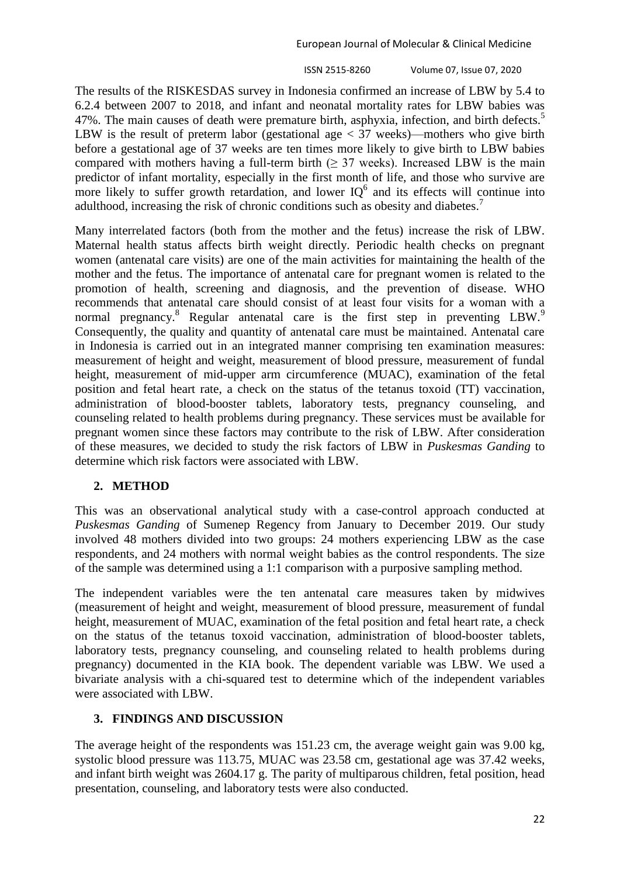The results of the RISKESDAS survey in Indonesia confirmed an increase of LBW by 5.4 to 6.2.4 between 2007 to 2018, and infant and neonatal mortality rates for LBW babies was 47%. The main causes of death were premature birth, asphyxia, infection, and birth defects.[5] LBW is the result of preterm labor (gestational age $< 37$ weeks)—mothers who give birth before a gestational age of 37 weeks are ten times more likely to give birth to LBW babies compared with mothers having a full-term birth ($\geq 37$ weeks). Increased LBW is the main predictor of infant mortality, especially in the first month of life, and those who survive are more likely to suffer growth retardation, and lower IQ[6] and its effects will continue into adulthood, increasing the risk of chronic conditions such as obesity and diabetes.[7]

Many interrelated factors (both from the mother and the fetus) increase the risk of LBW. Maternal health status affects birth weight directly. Periodic health checks on pregnant women (antenatal care visits) are one of the main activities for maintaining the health of the mother and the fetus. The importance of antenatal care for pregnant women is related to the promotion of health, screening and diagnosis, and the prevention of disease. WHO recommends that antenatal care should consist of at least four visits for a woman with a normal pregnancy.[8] Regular antenatal care is the first step in preventing LBW.[9] Consequently, the quality and quantity of antenatal care must be maintained. Antenatal care in Indonesia is carried out in an integrated manner comprising ten examination measures: measurement of height and weight, measurement of blood pressure, measurement of fundal height, measurement of mid-upper arm circumference (MUAC), examination of the fetal position and fetal heart rate, a check on the status of the tetanus toxoid (TT) vaccination, administration of blood-booster tablets, laboratory tests, pregnancy counseling, and counseling related to health problems during pregnancy. These services must be available for pregnant women since these factors may contribute to the risk of LBW. After consideration of these measures, we decided to study the risk factors of LBW in *Puskesmas Ganding* to determine which risk factors were associated with LBW.

## 2. METHOD

This was an observational analytical study with a case-control approach conducted at *Puskesmas Ganding* of Sumenep Regency from January to December 2019. Our study involved 48 mothers divided into two groups: 24 mothers experiencing LBW as the case respondents, and 24 mothers with normal weight babies as the control respondents. The size of the sample was determined using a 1:1 comparison with a purposive sampling method.

The independent variables were the ten antenatal care measures taken by midwives (measurement of height and weight, measurement of blood pressure, measurement of fundal height, measurement of MUAC, examination of the fetal position and fetal heart rate, a check on the status of the tetanus toxoid vaccination, administration of blood-booster tablets, laboratory tests, pregnancy counseling, and counseling related to health problems during pregnancy) documented in the KIA book. The dependent variable was LBW. We used a bivariate analysis with a chi-squared test to determine which of the independent variables were associated with LBW.

## 3. FINDINGS AND DISCUSSION

The average height of the respondents was 151.23 cm, the average weight gain was 9.00 kg, systolic blood pressure was 113.75, MUAC was 23.58 cm, gestational age was 37.42 weeks, and infant birth weight was 2604.17 g. The parity of multiparous children, fetal position, head presentation, counseling, and laboratory tests were also conducted.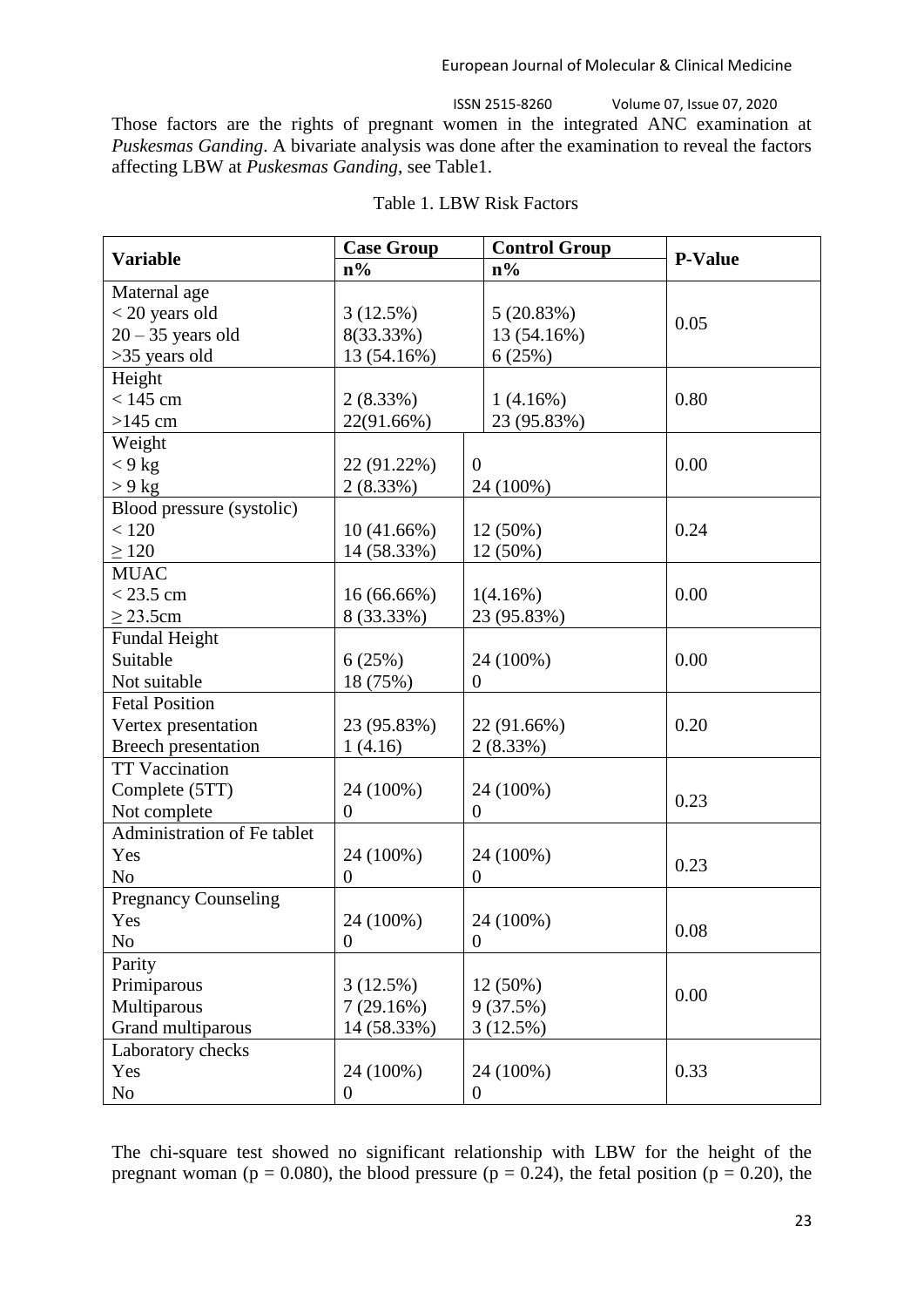Those factors are the rights of pregnant women in the integrated ANC examination at *Puskesmas Ganding*. A bivariate analysis was done after the examination to reveal the factors affecting LBW at *Puskesmas Ganding*, see Table1.

Table 1. LBW Risk Factors

| Variable | Case Group | Control Group | P-Value |
|---|---|---|---|
| | n% | n% | |
| Maternal age | | | |
| < 20 years old | 3 (12.5%) | 5 (20.83%) | 0.05 |
| 20 – 35 years old | 8(33.33%) | 13 (54.16%) | |
| >35 years old | 13 (54.16%) | 6 (25%) | |
| Height | | | |
| < 145 cm | 2 (8.33%) | 1 (4.16%) | 0.80 |
| >145 cm | 22(91.66%) | 23 (95.83%) | |
| Weight | | | |
| < 9 kg | 22 (91.22%) | 0 | 0.00 |
| > 9 kg | 2 (8.33%) | 24 (100%) | |
| Blood pressure (systolic) | | | |
| < 120 | 10 (41.66%) | 12 (50%) | 0.24 |
| ≥ 120 | 14 (58.33%) | 12 (50%) | |
| MUAC | | | |
| < 23.5 cm | 16 (66.66%) | 1(4.16%) | 0.00 |
| ≥ 23.5cm | 8 (33.33%) | 23 (95.83%) | |
| Fundal Height | | | |
| Suitable | 6 (25%) | 24 (100%) | 0.00 |
| Not suitable | 18 (75%) | 0 | |
| Fetal Position | | | |
| Vertex presentation | 23 (95.83%) | 22 (91.66%) | 0.20 |
| Breech presentation | 1 (4.16) | 2 (8.33%) | |
| TT Vaccination | | | |
| Complete (5TT) | 24 (100%) | 24 (100%) | 0.23 |
| Not complete | 0 | 0 | |
| Administration of Fe tablet | | | |
| Yes | 24 (100%) | 24 (100%) | 0.23 |
| No | 0 | 0 | |
| Pregnancy Counseling | | | |
| Yes | 24 (100%) | 24 (100%) | 0.08 |
| No | 0 | 0 | |
| Parity | | | |
| Primiparous | 3 (12.5%) | 12 (50%) | 0.00 |
| Multiparous | 7 (29.16%) | 9 (37.5%) | |
| Grand multiparous | 14 (58.33%) | 3 (12.5%) | |
| Laboratory checks | | | |
| Yes | 24 (100%) | 24 (100%) | 0.33 |
| No | 0 | 0 | |

The chi-square test showed no significant relationship with LBW for the height of the pregnant woman ($p = 0.080$), the blood pressure ($p = 0.24$), the fetal position ($p = 0.20$), the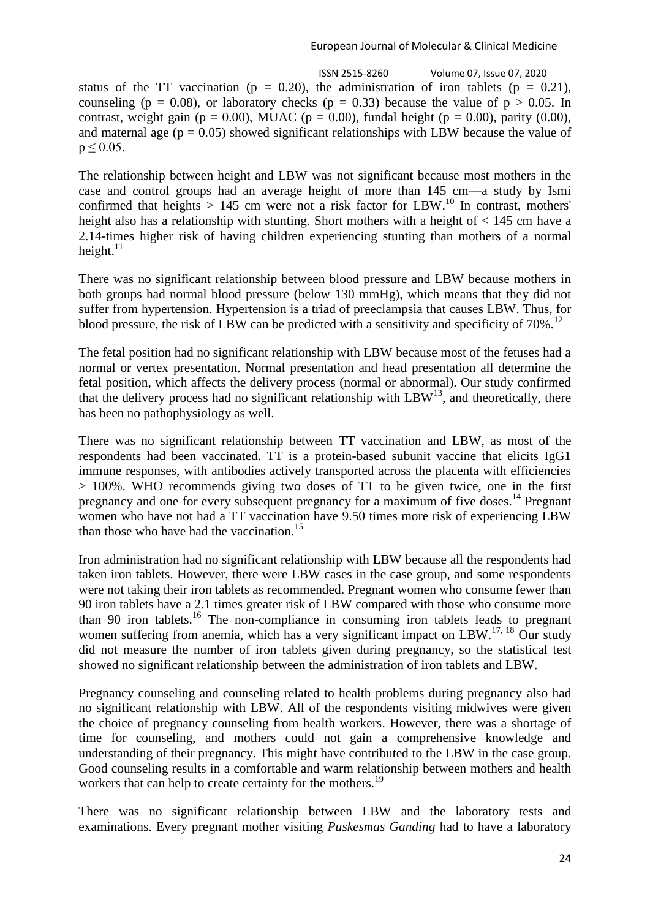status of the TT vaccination ($p = 0.20$), the administration of iron tablets ($p = 0.21$), counseling ($p = 0.08$), or laboratory checks ($p = 0.33$) because the value of $p > 0.05$. In contrast, weight gain ($p = 0.00$), MUAC ($p = 0.00$), fundal height ($p = 0.00$), parity (0.00), and maternal age ($p = 0.05$) showed significant relationships with LBW because the value of $p \leq 0.05$.

The relationship between height and LBW was not significant because most mothers in the case and control groups had an average height of more than 145 cm—a study by Ismi confirmed that heights > 145 cm were not a risk factor for LBW.[10] In contrast, mothers' height also has a relationship with stunting. Short mothers with a height of < 145 cm have a 2.14-times higher risk of having children experiencing stunting than mothers of a normal height.[11]

There was no significant relationship between blood pressure and LBW because mothers in both groups had normal blood pressure (below 130 mmHg), which means that they did not suffer from hypertension. Hypertension is a triad of preeclampsia that causes LBW. Thus, for blood pressure, the risk of LBW can be predicted with a sensitivity and specificity of 70%.[12]

The fetal position had no significant relationship with LBW because most of the fetuses had a normal or vertex presentation. Normal presentation and head presentation all determine the fetal position, which affects the delivery process (normal or abnormal). Our study confirmed that the delivery process had no significant relationship with LBW[13], and theoretically, there has been no pathophysiology as well.

There was no significant relationship between TT vaccination and LBW, as most of the respondents had been vaccinated. TT is a protein-based subunit vaccine that elicits IgG1 immune responses, with antibodies actively transported across the placenta with efficiencies > 100%. WHO recommends giving two doses of TT to be given twice, one in the first pregnancy and one for every subsequent pregnancy for a maximum of five doses.[14] Pregnant women who have not had a TT vaccination have 9.50 times more risk of experiencing LBW than those who have had the vaccination.[15]

Iron administration had no significant relationship with LBW because all the respondents had taken iron tablets. However, there were LBW cases in the case group, and some respondents were not taking their iron tablets as recommended. Pregnant women who consume fewer than 90 iron tablets have a 2.1 times greater risk of LBW compared with those who consume more than 90 iron tablets.[16] The non-compliance in consuming iron tablets leads to pregnant women suffering from anemia, which has a very significant impact on LBW.[17, 18] Our study did not measure the number of iron tablets given during pregnancy, so the statistical test showed no significant relationship between the administration of iron tablets and LBW.

Pregnancy counseling and counseling related to health problems during pregnancy also had no significant relationship with LBW. All of the respondents visiting midwives were given the choice of pregnancy counseling from health workers. However, there was a shortage of time for counseling, and mothers could not gain a comprehensive knowledge and understanding of their pregnancy. This might have contributed to the LBW in the case group. Good counseling results in a comfortable and warm relationship between mothers and health workers that can help to create certainty for the mothers.[19]

There was no significant relationship between LBW and the laboratory tests and examinations. Every pregnant mother visiting *Puskesmas Ganding* had to have a laboratory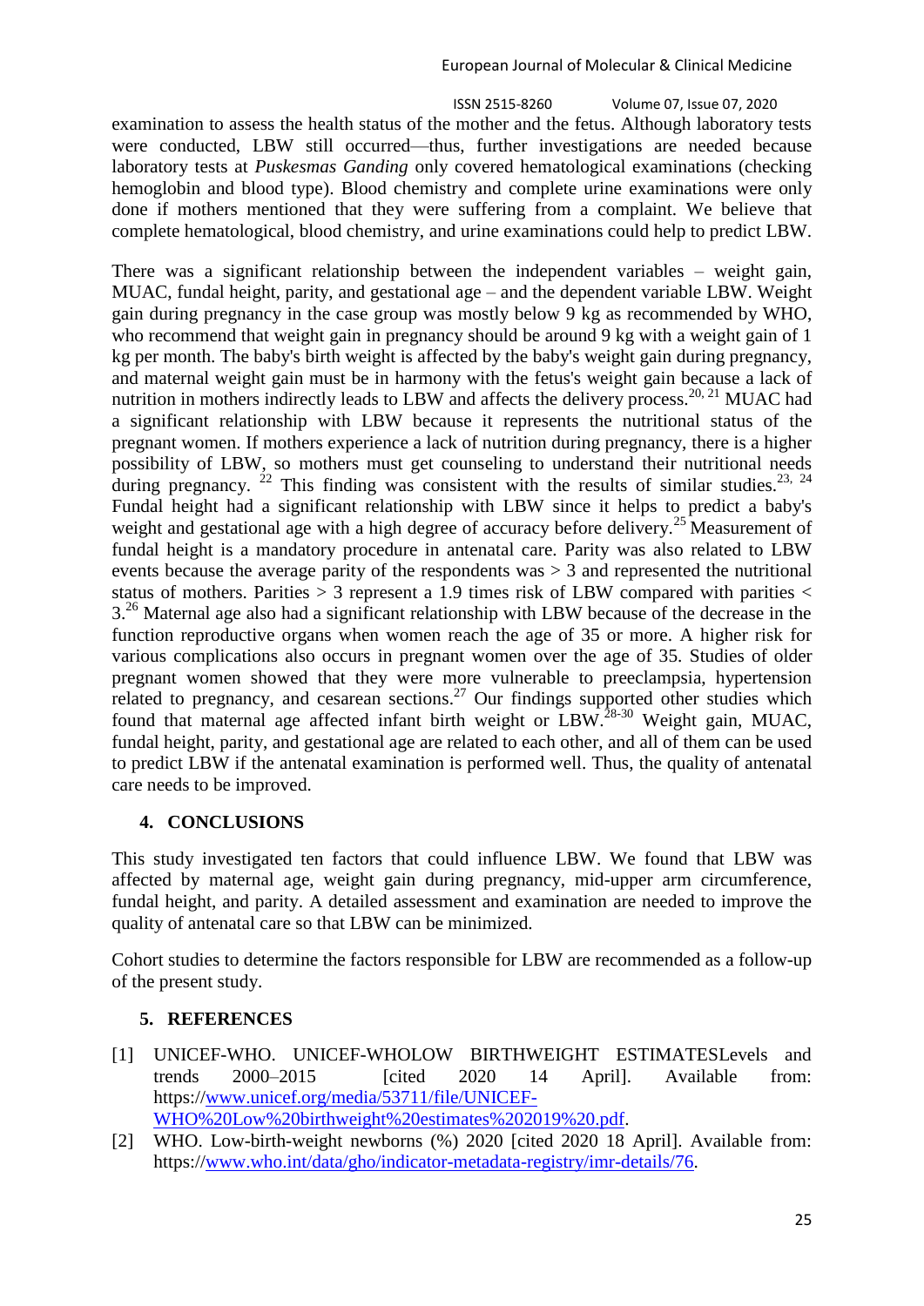examination to assess the health status of the mother and the fetus. Although laboratory tests were conducted, LBW still occurred—thus, further investigations are needed because laboratory tests at *Puskesmas Ganding* only covered hematological examinations (checking hemoglobin and blood type). Blood chemistry and complete urine examinations were only done if mothers mentioned that they were suffering from a complaint. We believe that complete hematological, blood chemistry, and urine examinations could help to predict LBW.

There was a significant relationship between the independent variables – weight gain, MUAC, fundal height, parity, and gestational age – and the dependent variable LBW. Weight gain during pregnancy in the case group was mostly below 9 kg as recommended by WHO, who recommend that weight gain in pregnancy should be around 9 kg with a weight gain of 1 kg per month. The baby's birth weight is affected by the baby's weight gain during pregnancy, and maternal weight gain must be in harmony with the fetus's weight gain because a lack of nutrition in mothers indirectly leads to LBW and affects the delivery process.[20, 21] MUAC had a significant relationship with LBW because it represents the nutritional status of the pregnant women. If mothers experience a lack of nutrition during pregnancy, there is a higher possibility of LBW, so mothers must get counseling to understand their nutritional needs during pregnancy. [22] This finding was consistent with the results of similar studies.[23, 24] Fundal height had a significant relationship with LBW since it helps to predict a baby's weight and gestational age with a high degree of accuracy before delivery.[25] Measurement of fundal height is a mandatory procedure in antenatal care. Parity was also related to LBW events because the average parity of the respondents was > 3 and represented the nutritional status of mothers. Parities > 3 represent a 1.9 times risk of LBW compared with parities < 3.[26] Maternal age also had a significant relationship with LBW because of the decrease in the function reproductive organs when women reach the age of 35 or more. A higher risk for various complications also occurs in pregnant women over the age of 35. Studies of older pregnant women showed that they were more vulnerable to preeclampsia, hypertension related to pregnancy, and cesarean sections.[27] Our findings supported other studies which found that maternal age affected infant birth weight or LBW.[28-30] Weight gain, MUAC, fundal height, parity, and gestational age are related to each other, and all of them can be used to predict LBW if the antenatal examination is performed well. Thus, the quality of antenatal care needs to be improved.

## 4. CONCLUSION

This study investigated ten factors that could influence LBW. We found that LBW was affected by maternal age, weight gain during pregnancy, mid-upper arm circumference, fundal height, and parity. A detailed assessment and examination are needed to improve the quality of antenatal care so that LBW can be minimized.

Cohort studies to determine the factors responsible for LBW are recommended as a follow-up of the present study.

## 5. REFERENCES

[1] UNICEF-WHO. UNICEF-WHOLOW BIRTHWEIGHT ESTIMATESLevels and trends 2000–2015 [cited 2020 14 April]. Available from: https://www.unicef.org/media/53711/file/UNICEF-WHO%20Low%20birthweight%20estimates%202019%20.pdf.

[2] WHO. Low-birth-weight newborns (%) 2020 [cited 2020 18 April]. Available from: https://www.who.int/data/gho/indicator-metadata-registry/imr-details/76.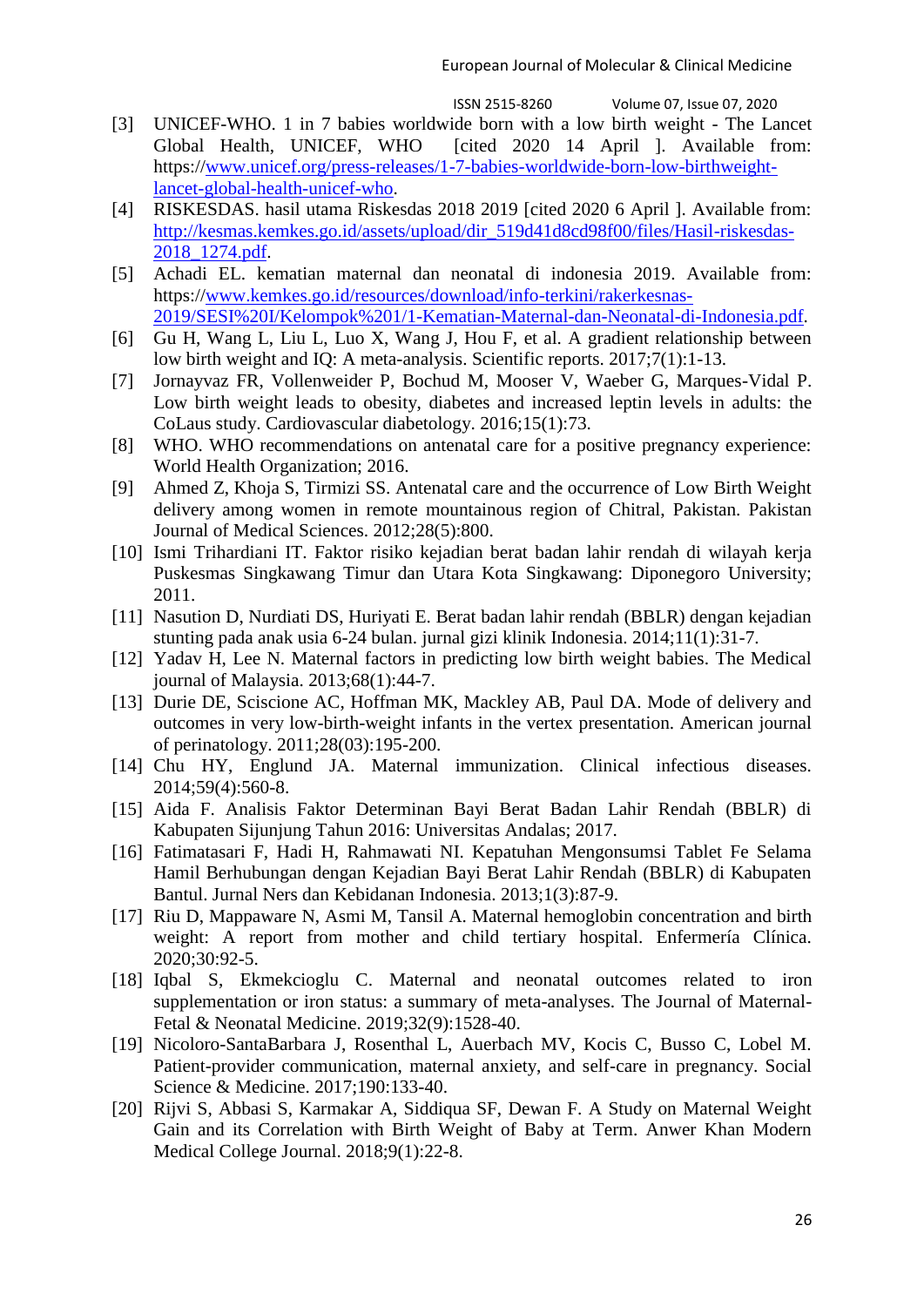[3] UNICEF-WHO. 1 in 7 babies worldwide born with a low birth weight - The Lancet Global Health, UNICEF, WHO [cited 2020 14 April ]. Available from: https://www.unicef.org/press-releases/1-7-babies-worldwide-born-low-birthweight-lancet-global-health-unicef-who.

[4] RISKESDAS. hasil utama Riskesdas 2018 2019 [cited 2020 6 April ]. Available from: http://kesmas.kemkes.go.id/assets/upload/dir_519d41d8cd98f00/files/Hasil-riskesdas-2018_1274.pdf.

[5] Achadi EL. kematian maternal dan neonatal di indonesia 2019. Available from: https://www.kemkes.go.id/resources/download/info-terkini/rakerkesnas-2019/SESI%20I/Kelompok%201/1-Kematian-Maternal-dan-Neonatal-di-Indonesia.pdf.

[6] Gu H, Wang L, Liu L, Luo X, Wang J, Hou F, et al. A gradient relationship between low birth weight and IQ: A meta-analysis. Scientific reports. 2017;7(1):1-13.

[7] Jornayvaz FR, Vollenweider P, Bochud M, Mooser V, Waeber G, Marques-Vidal P. Low birth weight leads to obesity, diabetes and increased leptin levels in adults: the CoLaus study. Cardiovascular diabetology. 2016;15(1):73.

[8] WHO. WHO recommendations on antenatal care for a positive pregnancy experience: World Health Organization; 2016.

[9] Ahmed Z, Khoja S, Tirmizi SS. Antenatal care and the occurrence of Low Birth Weight delivery among women in remote mountainous region of Chitral, Pakistan. Pakistan Journal of Medical Sciences. 2012;28(5):800.

[10] Ismi Trihardiani IT. Faktor risiko kejadian berat badan lahir rendah di wilayah kerja Puskesmas Singkawang Timur dan Utara Kota Singkawang: Diponegoro University; 2011.

[11] Nasution D, Nurdiati DS, Huriyati E. Berat badan lahir rendah (BBLR) dengan kejadian stunting pada anak usia 6-24 bulan. jurnal gizi klinik Indonesia. 2014;11(1):31-7.

[12] Yadav H, Lee N. Maternal factors in predicting low birth weight babies. The Medical journal of Malaysia. 2013;68(1):44-7.

[13] Durie DE, Sciscione AC, Hoffman MK, Mackley AB, Paul DA. Mode of delivery and outcomes in very low-birth-weight infants in the vertex presentation. American journal of perinatology. 2011;28(03):195-200.

[14] Chu HY, Englund JA. Maternal immunization. Clinical infectious diseases. 2014;59(4):560-8.

[15] Aida F. Analisis Faktor Determinan Bayi Berat Badan Lahir Rendah (BBLR) di Kabupaten Sijunjung Tahun 2016: Universitas Andalas; 2017.

[16] Fatimatasari F, Hadi H, Rahmawati NI. Kepatuhan Mengonsumsi Tablet Fe Selama Hamil Berhubungan dengan Kejadian Bayi Berat Lahir Rendah (BBLR) di Kabupaten Bantul. Jurnal Ners dan Kebidanan Indonesia. 2013;1(3):87-9.

[17] Riu D, Mappaware N, Asmi M, Tansil A. Maternal hemoglobin concentration and birth weight: A report from mother and child tertiary hospital. Enfermería Clínica. 2020;30:92-5.

[18] Iqbal S, Ekmekcioglu C. Maternal and neonatal outcomes related to iron supplementation or iron status: a summary of meta-analyses. The Journal of Maternal-Fetal & Neonatal Medicine. 2019;32(9):1528-40.

[19] Nicoloro-SantaBarbara J, Rosenthal L, Auerbach MV, Kocis C, Busso C, Lobel M. Patient-provider communication, maternal anxiety, and self-care in pregnancy. Social Science & Medicine. 2017;190:133-40.

[20] Rijvi S, Abbasi S, Karmakar A, Siddiqua SF, Dewan F. A Study on Maternal Weight Gain and its Correlation with Birth Weight of Baby at Term. Anwer Khan Modern Medical College Journal. 2018;9(1):22-8.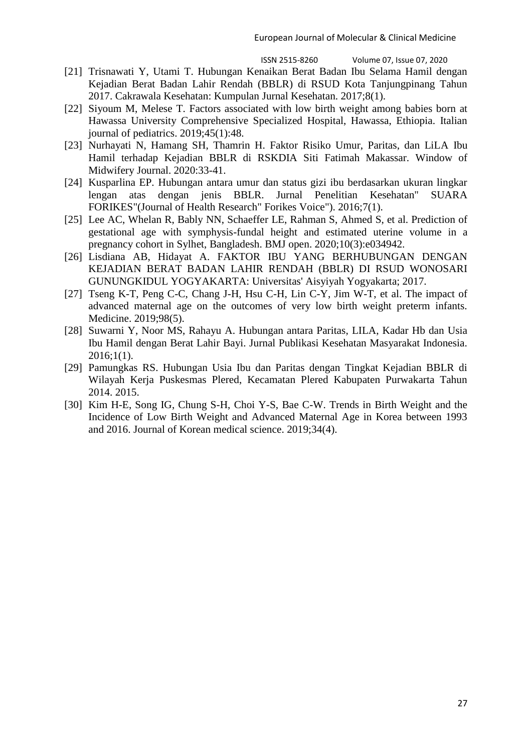[21] Trisnawati Y, Utami T. Hubungan Kenaikan Berat Badan Ibu Selama Hamil dengan Kejadian Berat Badan Lahir Rendah (BBLR) di RSUD Kota Tanjungpinang Tahun 2017. Cakrawala Kesehatan: Kumpulan Jurnal Kesehatan. 2017;8(1).

[22] Siyoum M, Melese T. Factors associated with low birth weight among babies born at Hawassa University Comprehensive Specialized Hospital, Hawassa, Ethiopia. Italian journal of pediatrics. 2019;45(1):48.

[23] Nurhayati N, Hamang SH, Thamrin H. Faktor Risiko Umur, Paritas, dan LiLA Ibu Hamil terhadap Kejadian BBLR di RSKDIA Siti Fatimah Makassar. Window of Midwifery Journal. 2020:33-41.

[24] Kusparlina EP. Hubungan antara umur dan status gizi ibu berdasarkan ukuran lingkar lengan atas dengan jenis BBLR. Jurnal Penelitian Kesehatan" SUARA FORIKES"(Journal of Health Research" Forikes Voice"). 2016;7(1).

[25] Lee AC, Whelan R, Bably NN, Schaeffer LE, Rahman S, Ahmed S, et al. Prediction of gestational age with symphysis-fundal height and estimated uterine volume in a pregnancy cohort in Sylhet, Bangladesh. BMJ open. 2020;10(3):e034942.

[26] Lisdiana AB, Hidayat A. FAKTOR IBU YANG BERHUBUNGAN DENGAN KEJADIAN BERAT BADAN LAHIR RENDAH (BBLR) DI RSUD WONOSARI GUNUNGKIDUL YOGYAKARTA: Universitas' Aisyiyah Yogyakarta; 2017.

[27] Tseng K-T, Peng C-C, Chang J-H, Hsu C-H, Lin C-Y, Jim W-T, et al. The impact of advanced maternal age on the outcomes of very low birth weight preterm infants. Medicine. 2019;98(5).

[28] Suwarni Y, Noor MS, Rahayu A. Hubungan antara Paritas, LILA, Kadar Hb dan Usia Ibu Hamil dengan Berat Lahir Bayi. Jurnal Publikasi Kesehatan Masyarakat Indonesia. 2016;1(1).

[29] Pamungkas RS. Hubungan Usia Ibu dan Paritas dengan Tingkat Kejadian BBLR di Wilayah Kerja Puskesmas Plered, Kecamatan Plered Kabupaten Purwakarta Tahun 2014. 2015.

[30] Kim H-E, Song IG, Chung S-H, Choi Y-S, Bae C-W. Trends in Birth Weight and the Incidence of Low Birth Weight and Advanced Maternal Age in Korea between 1993 and 2016. Journal of Korean medical science. 2019;34(4).